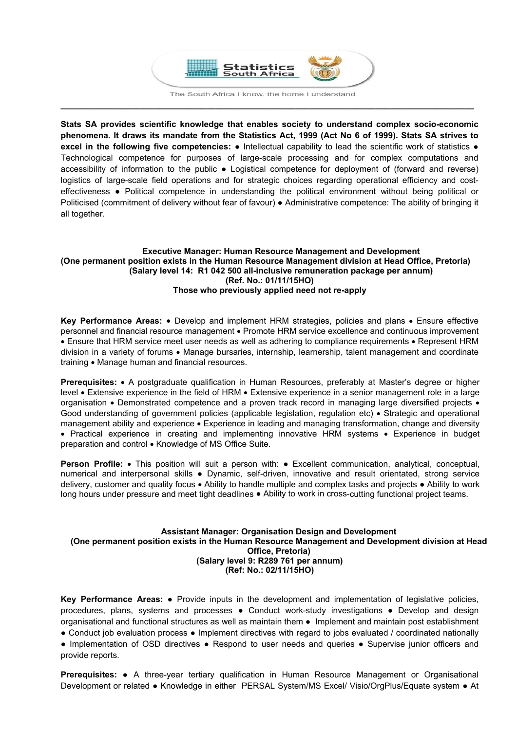Statistics South Africa

The South Africa I know, the home I understand

---

**Stats SA provides scientific knowledge that enables society to understand complex socio-economic phenomena. It draws its mandate from the Statistics Act, 1999 (Act No 6 of 1999). Stats SA strives to excel in the following five competencies:** ● Intellectual capability to lead the scientific work of statistics ● Technological competence for purposes of large-scale processing and for complex computations and accessibility of information to the public ● Logistical competence for deployment of (forward and reverse) logistics of large-scale field operations and for strategic choices regarding operational efficiency and cost-effectiveness ● Political competence in understanding the political environment without being political or Politicised (commitment of delivery without fear of favour) ● Administrative competence: The ability of bringing it all together.

**Executive Manager: Human Resource Management and Development**
**(One permanent position exists in the Human Resource Management division at Head Office, Pretoria)**
**(Salary level 14: R1 042 500 all-inclusive remuneration package per annum)**
**(Ref. No.: 01/11/15HO)**
**Those who previously applied need not re-apply**

**Key Performance Areas:** • Develop and implement HRM strategies, policies and plans • Ensure effective personnel and financial resource management • Promote HRM service excellence and continuous improvement • Ensure that HRM service meet user needs as well as adhering to compliance requirements • Represent HRM division in a variety of forums • Manage bursaries, internship, learnership, talent management and coordinate training • Manage human and financial resources.

**Prerequisites:** • A postgraduate qualification in Human Resources, preferably at Master's degree or higher level • Extensive experience in the field of HRM • Extensive experience in a senior management role in a large organisation • Demonstrated competence and a proven track record in managing large diversified projects • Good understanding of government policies (applicable legislation, regulation etc) • Strategic and operational management ability and experience • Experience in leading and managing transformation, change and diversity • Practical experience in creating and implementing innovative HRM systems • Experience in budget preparation and control • Knowledge of MS Office Suite.

**Person Profile:** • This position will suit a person with: ● Excellent communication, analytical, conceptual, numerical and interpersonal skills ● Dynamic, self-driven, innovative and result orientated, strong service delivery, customer and quality focus • Ability to handle multiple and complex tasks and projects ● Ability to work long hours under pressure and meet tight deadlines ● Ability to work in cross-cutting functional project teams.

**Assistant Manager: Organisation Design and Development**
**(One permanent position exists in the Human Resource Management and Development division at Head Office, Pretoria)**
**(Salary level 9: R289 761 per annum)**
**(Ref: No.: 02/11/15HO)**

**Key Performance Areas:** ● Provide inputs in the development and implementation of legislative policies, procedures, plans, systems and processes ● Conduct work-study investigations ● Develop and design organisational and functional structures as well as maintain them ● Implement and maintain post establishment ● Conduct job evaluation process ● Implement directives with regard to jobs evaluated / coordinated nationally ● Implementation of OSD directives ● Respond to user needs and queries ● Supervise junior officers and provide reports.

**Prerequisites:** ● A three-year tertiary qualification in Human Resource Management or Organisational Development or related ● Knowledge in either PERSAL System/MS Excel/ Visio/OrgPlus/Equate system ● At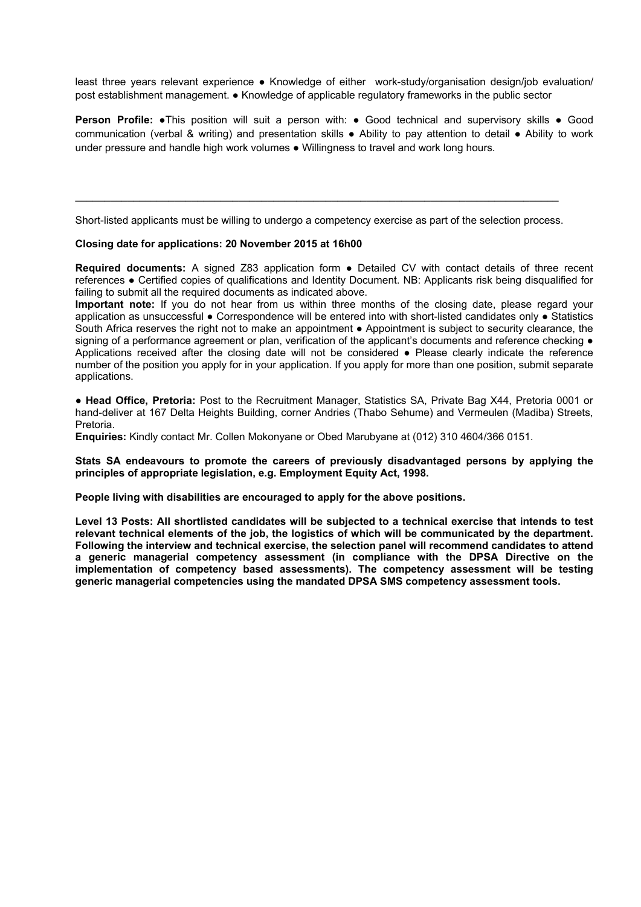least three years relevant experience ● Knowledge of either work-study/organisation design/job evaluation/ post establishment management. ● Knowledge of applicable regulatory frameworks in the public sector

**Person Profile:** ●This position will suit a person with: ● Good technical and supervisory skills ● Good communication (verbal & writing) and presentation skills ● Ability to pay attention to detail ● Ability to work under pressure and handle high work volumes ● Willingness to travel and work long hours.

---

Short-listed applicants must be willing to undergo a competency exercise as part of the selection process.

**Closing date for applications: 20 November 2015 at 16h00**

**Required documents:** A signed Z83 application form ● Detailed CV with contact details of three recent references ● Certified copies of qualifications and Identity Document. NB: Applicants risk being disqualified for failing to submit all the required documents as indicated above.

**Important note:** If you do not hear from us within three months of the closing date, please regard your application as unsuccessful ● Correspondence will be entered into with short-listed candidates only ● Statistics South Africa reserves the right not to make an appointment ● Appointment is subject to security clearance, the signing of a performance agreement or plan, verification of the applicant's documents and reference checking ● Applications received after the closing date will not be considered ● Please clearly indicate the reference number of the position you apply for in your application. If you apply for more than one position, submit separate applications.

● **Head Office, Pretoria:** Post to the Recruitment Manager, Statistics SA, Private Bag X44, Pretoria 0001 or hand-deliver at 167 Delta Heights Building, corner Andries (Thabo Sehume) and Vermeulen (Madiba) Streets, Pretoria.

**Enquiries:** Kindly contact Mr. Collen Mokonyane or Obed Marubyane at (012) 310 4604/366 0151.

**Stats SA endeavours to promote the careers of previously disadvantaged persons by applying the principles of appropriate legislation, e.g. Employment Equity Act, 1998.**

**People living with disabilities are encouraged to apply for the above positions.**

**Level 13 Posts: All shortlisted candidates will be subjected to a technical exercise that intends to test relevant technical elements of the job, the logistics of which will be communicated by the department. Following the interview and technical exercise, the selection panel will recommend candidates to attend a generic managerial competency assessment (in compliance with the DPSA Directive on the implementation of competency based assessments). The competency assessment will be testing generic managerial competencies using the mandated DPSA SMS competency assessment tools.**